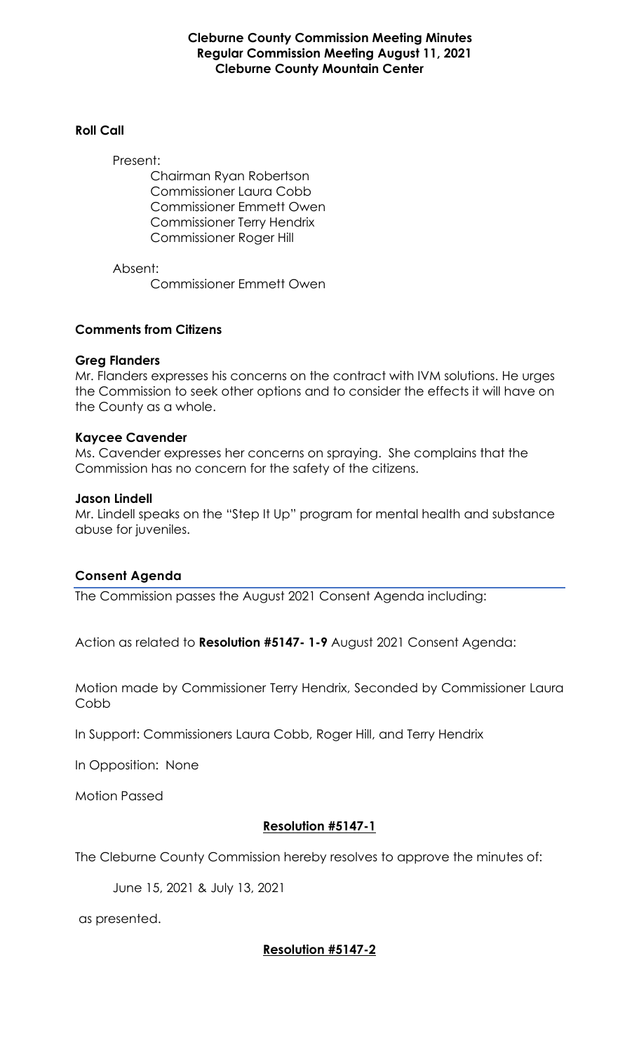**Cleburne County Commission Meeting Minutes**
**Regular Commission Meeting August 11, 2021**
**Cleburne County Mountain Center**

**Roll Call**

Present:

Chairman Ryan Robertson
Commissioner Laura Cobb
Commissioner Emmett Owen
Commissioner Terry Hendrix
Commissioner Roger Hill

Absent:

Commissioner Emmett Owen

**Comments from Citizens**

**Greg Flanders**
Mr. Flanders expresses his concerns on the contract with IVM solutions. He urges the Commission to seek other options and to consider the effects it will have on the County as a whole.

**Kaycee Cavender**
Ms. Cavender expresses her concerns on spraying. She complains that the Commission has no concern for the safety of the citizens.

**Jason Lindell**
Mr. Lindell speaks on the "Step It Up" program for mental health and substance abuse for juveniles.

**Consent Agenda**

The Commission passes the August 2021 Consent Agenda including:

Action as related to **Resolution #5147- 1-9** August 2021 Consent Agenda:

Motion made by Commissioner Terry Hendrix, Seconded by Commissioner Laura Cobb

In Support: Commissioners Laura Cobb, Roger Hill, and Terry Hendrix

In Opposition: None

Motion Passed

**Resolution #5147-1**

The Cleburne County Commission hereby resolves to approve the minutes of:

June 15, 2021 & July 13, 2021

as presented.

**Resolution #5147-2**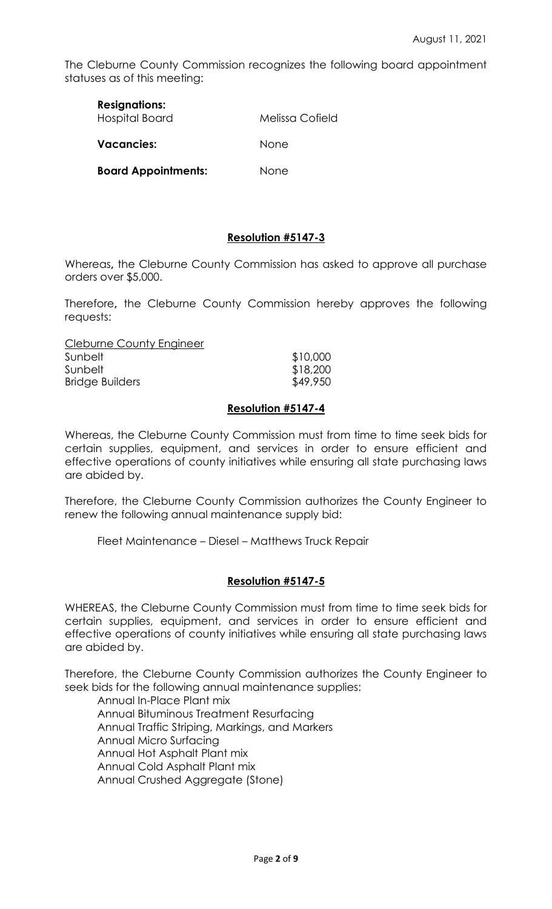August 11, 2021

The Cleburne County Commission recognizes the following board appointment statuses as of this meeting:

| | |
|---|---|
| **Resignations:** | |
| Hospital Board | Melissa Cofield |
| **Vacancies:** | None |
| **Board Appointments:** | None |

## Resolution #5147-3

Whereas**,** the Cleburne County Commission has asked to approve all purchase orders over $5,000.

Therefore**,** the Cleburne County Commission hereby approves the following requests:

| Cleburne County Engineer | |
|---|---|
| Sunbelt | $10,000 |
| Sunbelt | $18,200 |
| Bridge Builders | $49,950 |

## Resolution #5147-4

Whereas, the Cleburne County Commission must from time to time seek bids for certain supplies, equipment, and services in order to ensure efficient and effective operations of county initiatives while ensuring all state purchasing laws are abided by.

Therefore, the Cleburne County Commission authorizes the County Engineer to renew the following annual maintenance supply bid:

Fleet Maintenance – Diesel – Matthews Truck Repair

## Resolution #5147-5

WHEREAS, the Cleburne County Commission must from time to time seek bids for certain supplies, equipment, and services in order to ensure efficient and effective operations of county initiatives while ensuring all state purchasing laws are abided by.

Therefore, the Cleburne County Commission authorizes the County Engineer to seek bids for the following annual maintenance supplies:

Annual In-Place Plant mix
Annual Bituminous Treatment Resurfacing
Annual Traffic Striping, Markings, and Markers
Annual Micro Surfacing
Annual Hot Asphalt Plant mix
Annual Cold Asphalt Plant mix
Annual Crushed Aggregate (Stone)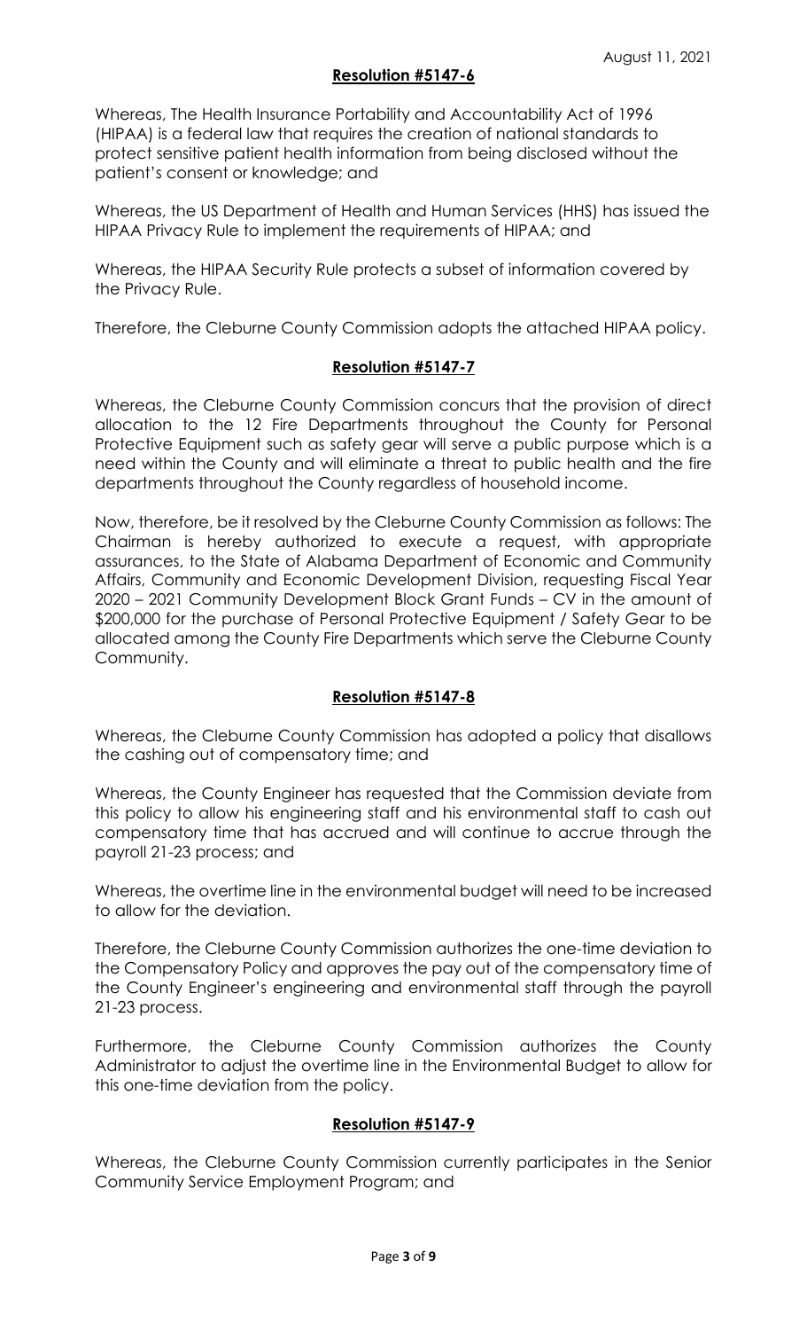August 11, 2021

**Resolution #5147-6**

Whereas, The Health Insurance Portability and Accountability Act of 1996 (HIPAA) is a federal law that requires the creation of national standards to protect sensitive patient health information from being disclosed without the patient's consent or knowledge; and

Whereas, the US Department of Health and Human Services (HHS) has issued the HIPAA Privacy Rule to implement the requirements of HIPAA; and

Whereas, the HIPAA Security Rule protects a subset of information covered by the Privacy Rule.

Therefore, the Cleburne County Commission adopts the attached HIPAA policy.

**Resolution #5147-7**

Whereas, the Cleburne County Commission concurs that the provision of direct allocation to the 12 Fire Departments throughout the County for Personal Protective Equipment such as safety gear will serve a public purpose which is a need within the County and will eliminate a threat to public health and the fire departments throughout the County regardless of household income.

Now, therefore, be it resolved by the Cleburne County Commission as follows: The Chairman is hereby authorized to execute a request, with appropriate assurances, to the State of Alabama Department of Economic and Community Affairs, Community and Economic Development Division, requesting Fiscal Year 2020 – 2021 Community Development Block Grant Funds – CV in the amount of $200,000 for the purchase of Personal Protective Equipment / Safety Gear to be allocated among the County Fire Departments which serve the Cleburne County Community.

**Resolution #5147-8**

Whereas, the Cleburne County Commission has adopted a policy that disallows the cashing out of compensatory time; and

Whereas, the County Engineer has requested that the Commission deviate from this policy to allow his engineering staff and his environmental staff to cash out compensatory time that has accrued and will continue to accrue through the payroll 21-23 process; and

Whereas, the overtime line in the environmental budget will need to be increased to allow for the deviation.

Therefore, the Cleburne County Commission authorizes the one-time deviation to the Compensatory Policy and approves the pay out of the compensatory time of the County Engineer's engineering and environmental staff through the payroll 21-23 process.

Furthermore, the Cleburne County Commission authorizes the County Administrator to adjust the overtime line in the Environmental Budget to allow for this one-time deviation from the policy.

**Resolution #5147-9**

Whereas, the Cleburne County Commission currently participates in the Senior Community Service Employment Program; and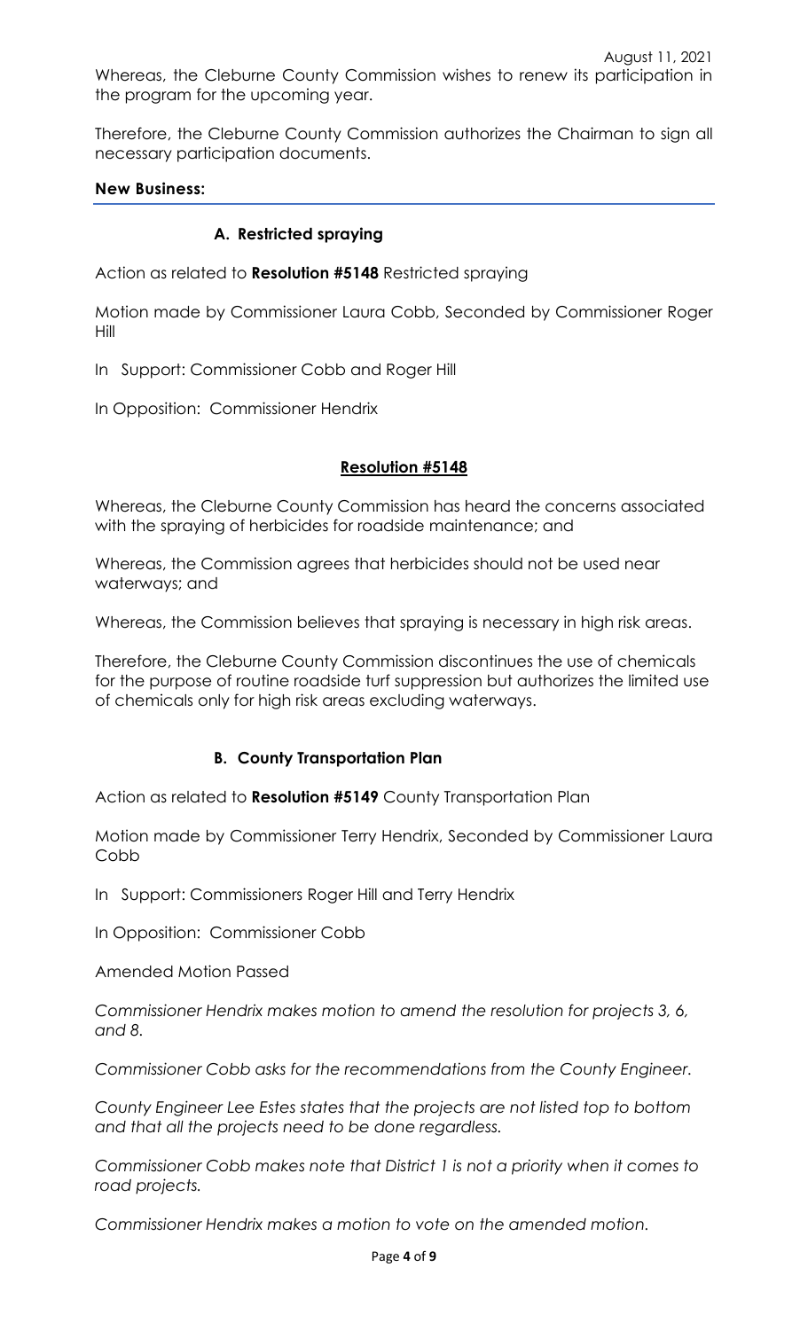Whereas, the Cleburne County Commission wishes to renew its participation in the program for the upcoming year.

Therefore, the Cleburne County Commission authorizes the Chairman to sign all necessary participation documents.

**New Business:**

**A. Restricted spraying**

Action as related to **Resolution #5148** Restricted spraying

Motion made by Commissioner Laura Cobb, Seconded by Commissioner Roger Hill

In Support: Commissioner Cobb and Roger Hill

In Opposition: Commissioner Hendrix

**Resolution #5148**

Whereas, the Cleburne County Commission has heard the concerns associated with the spraying of herbicides for roadside maintenance; and

Whereas, the Commission agrees that herbicides should not be used near waterways; and

Whereas, the Commission believes that spraying is necessary in high risk areas.

Therefore, the Cleburne County Commission discontinues the use of chemicals for the purpose of routine roadside turf suppression but authorizes the limited use of chemicals only for high risk areas excluding waterways.

**B. County Transportation Plan**

Action as related to **Resolution #5149** County Transportation Plan

Motion made by Commissioner Terry Hendrix, Seconded by Commissioner Laura Cobb

In Support: Commissioners Roger Hill and Terry Hendrix

In Opposition: Commissioner Cobb

Amended Motion Passed

*Commissioner Hendrix makes motion to amend the resolution for projects 3, 6, and 8.*

*Commissioner Cobb asks for the recommendations from the County Engineer.*

*County Engineer Lee Estes states that the projects are not listed top to bottom and that all the projects need to be done regardless.*

*Commissioner Cobb makes note that District 1 is not a priority when it comes to road projects.*

*Commissioner Hendrix makes a motion to vote on the amended motion.*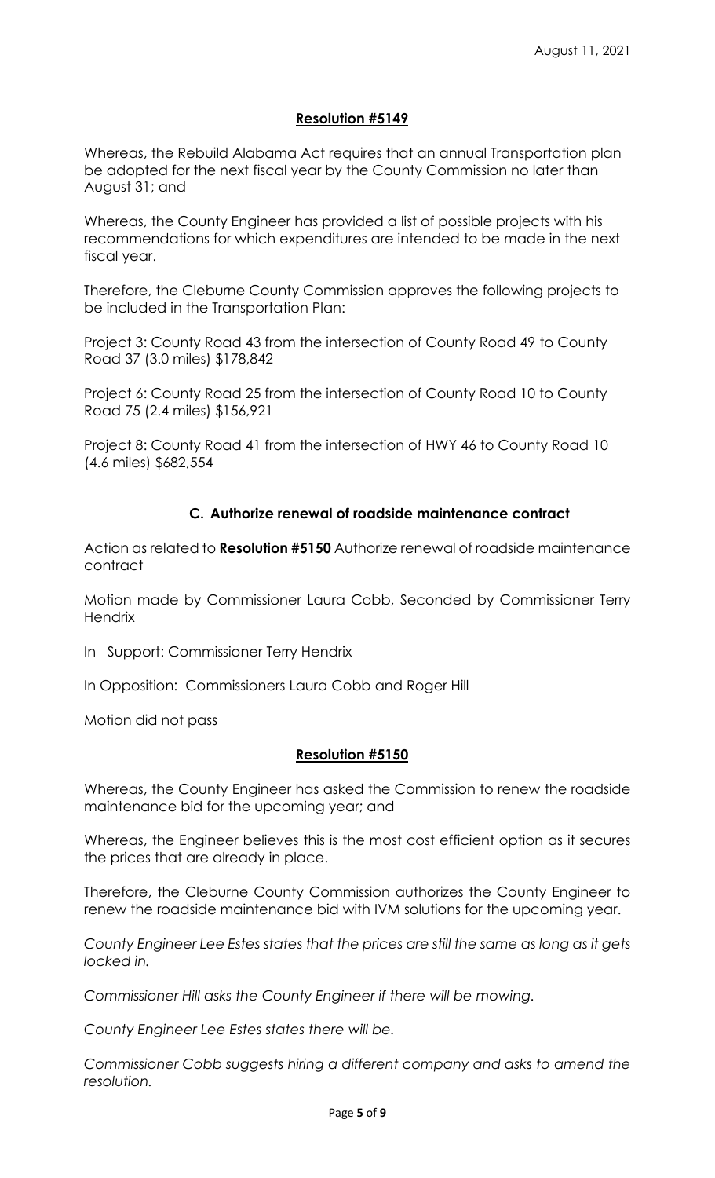August 11, 2021

## **Resolution #5149**

Whereas, the Rebuild Alabama Act requires that an annual Transportation plan be adopted for the next fiscal year by the County Commission no later than August 31; and

Whereas, the County Engineer has provided a list of possible projects with his recommendations for which expenditures are intended to be made in the next fiscal year.

Therefore, the Cleburne County Commission approves the following projects to be included in the Transportation Plan:

Project 3: County Road 43 from the intersection of County Road 49 to County Road 37 (3.0 miles) $178,842

Project 6: County Road 25 from the intersection of County Road 10 to County Road 75 (2.4 miles) $156,921

Project 8: County Road 41 from the intersection of HWY 46 to County Road 10 (4.6 miles) $682,554

### **C. Authorize renewal of roadside maintenance contract**

Action as related to **Resolution #5150** Authorize renewal of roadside maintenance contract

Motion made by Commissioner Laura Cobb, Seconded by Commissioner Terry Hendrix

In Support: Commissioner Terry Hendrix

In Opposition: Commissioners Laura Cobb and Roger Hill

Motion did not pass

## **Resolution #5150**

Whereas, the County Engineer has asked the Commission to renew the roadside maintenance bid for the upcoming year; and

Whereas, the Engineer believes this is the most cost efficient option as it secures the prices that are already in place.

Therefore, the Cleburne County Commission authorizes the County Engineer to renew the roadside maintenance bid with IVM solutions for the upcoming year.

*County Engineer Lee Estes states that the prices are still the same as long as it gets locked in.*

*Commissioner Hill asks the County Engineer if there will be mowing.*

*County Engineer Lee Estes states there will be.*

*Commissioner Cobb suggests hiring a different company and asks to amend the resolution.*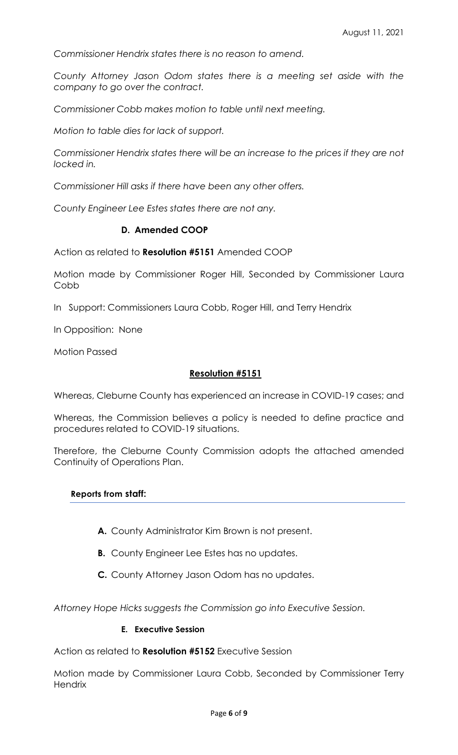August 11, 2021

*Commissioner Hendrix states there is no reason to amend.*

*County Attorney Jason Odom states there is a meeting set aside with the company to go over the contract.*

*Commissioner Cobb makes motion to table until next meeting.*

*Motion to table dies for lack of support.*

*Commissioner Hendrix states there will be an increase to the prices if they are not locked in.*

*Commissioner Hill asks if there have been any other offers.*

*County Engineer Lee Estes states there are not any.*

**D. Amended COOP**

Action as related to **Resolution #5151** Amended COOP

Motion made by Commissioner Roger Hill, Seconded by Commissioner Laura Cobb

In Support: Commissioners Laura Cobb, Roger Hill, and Terry Hendrix

In Opposition: None

Motion Passed

**Resolution #5151**

Whereas, Cleburne County has experienced an increase in COVID-19 cases; and

Whereas, the Commission believes a policy is needed to define practice and procedures related to COVID-19 situations.

Therefore, the Cleburne County Commission adopts the attached amended Continuity of Operations Plan.

**Reports from staff:**

- **A.** County Administrator Kim Brown is not present.
- **B.** County Engineer Lee Estes has no updates.
- **C.** County Attorney Jason Odom has no updates.

*Attorney Hope Hicks suggests the Commission go into Executive Session.*

**E. Executive Session**

Action as related to **Resolution #5152** Executive Session

Motion made by Commissioner Laura Cobb, Seconded by Commissioner Terry Hendrix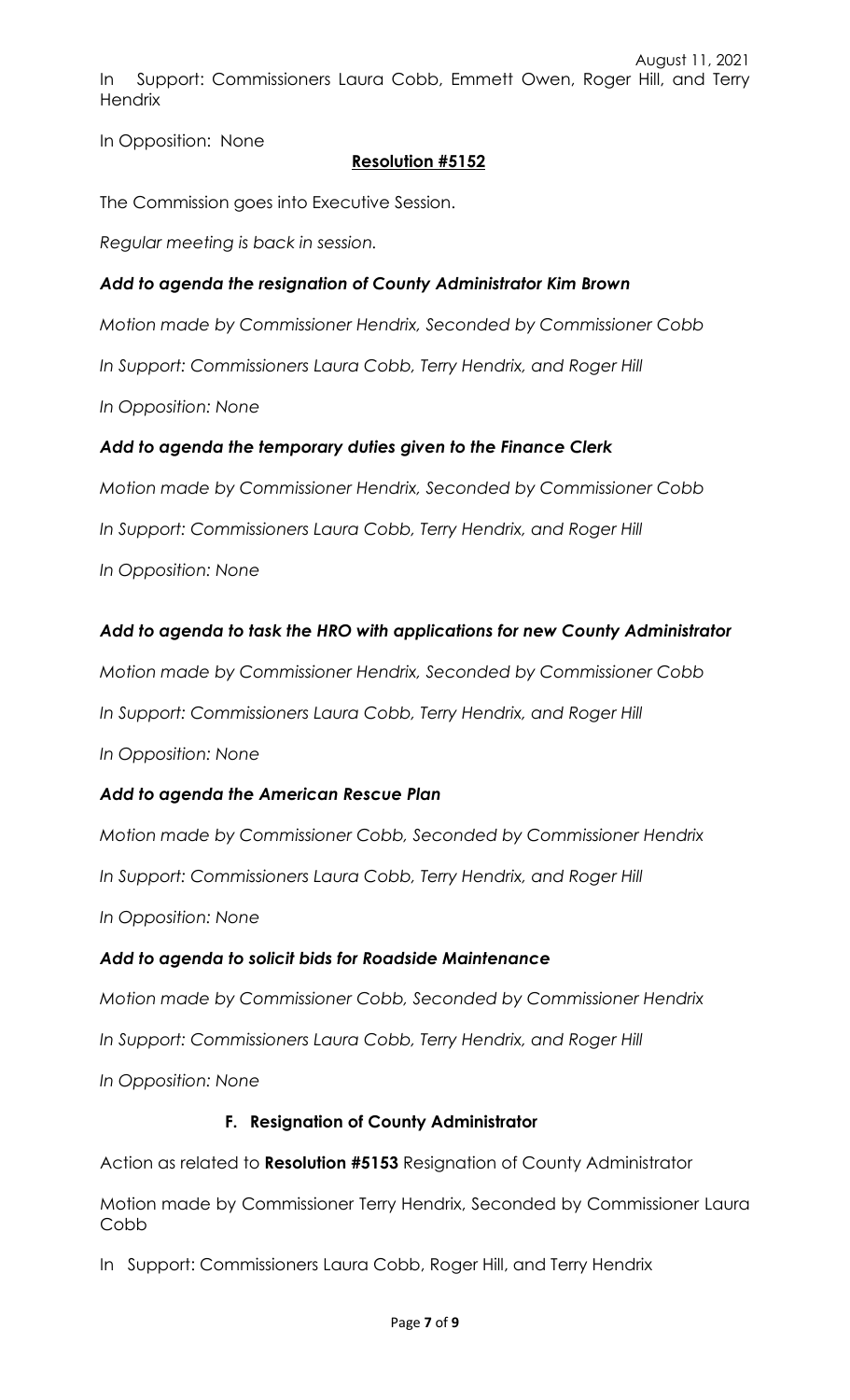In Support: Commissioners Laura Cobb, Emmett Owen, Roger Hill, and Terry Hendrix

In Opposition: None

**Resolution #5152**

The Commission goes into Executive Session.

*Regular meeting is back in session.*

***Add to agenda the resignation of County Administrator Kim Brown***

*Motion made by Commissioner Hendrix, Seconded by Commissioner Cobb*

*In Support: Commissioners Laura Cobb, Terry Hendrix, and Roger Hill*

*In Opposition: None*

***Add to agenda the temporary duties given to the Finance Clerk***

*Motion made by Commissioner Hendrix, Seconded by Commissioner Cobb*

*In Support: Commissioners Laura Cobb, Terry Hendrix, and Roger Hill*

*In Opposition: None*

***Add to agenda to task the HRO with applications for new County Administrator***

*Motion made by Commissioner Hendrix, Seconded by Commissioner Cobb*

*In Support: Commissioners Laura Cobb, Terry Hendrix, and Roger Hill*

*In Opposition: None*

***Add to agenda the American Rescue Plan***

*Motion made by Commissioner Cobb, Seconded by Commissioner Hendrix*

*In Support: Commissioners Laura Cobb, Terry Hendrix, and Roger Hill*

*In Opposition: None*

***Add to agenda to solicit bids for Roadside Maintenance***

*Motion made by Commissioner Cobb, Seconded by Commissioner Hendrix*

*In Support: Commissioners Laura Cobb, Terry Hendrix, and Roger Hill*

*In Opposition: None*

**F. Resignation of County Administrator**

Action as related to **Resolution #5153** Resignation of County Administrator

Motion made by Commissioner Terry Hendrix, Seconded by Commissioner Laura Cobb

In Support: Commissioners Laura Cobb, Roger Hill, and Terry Hendrix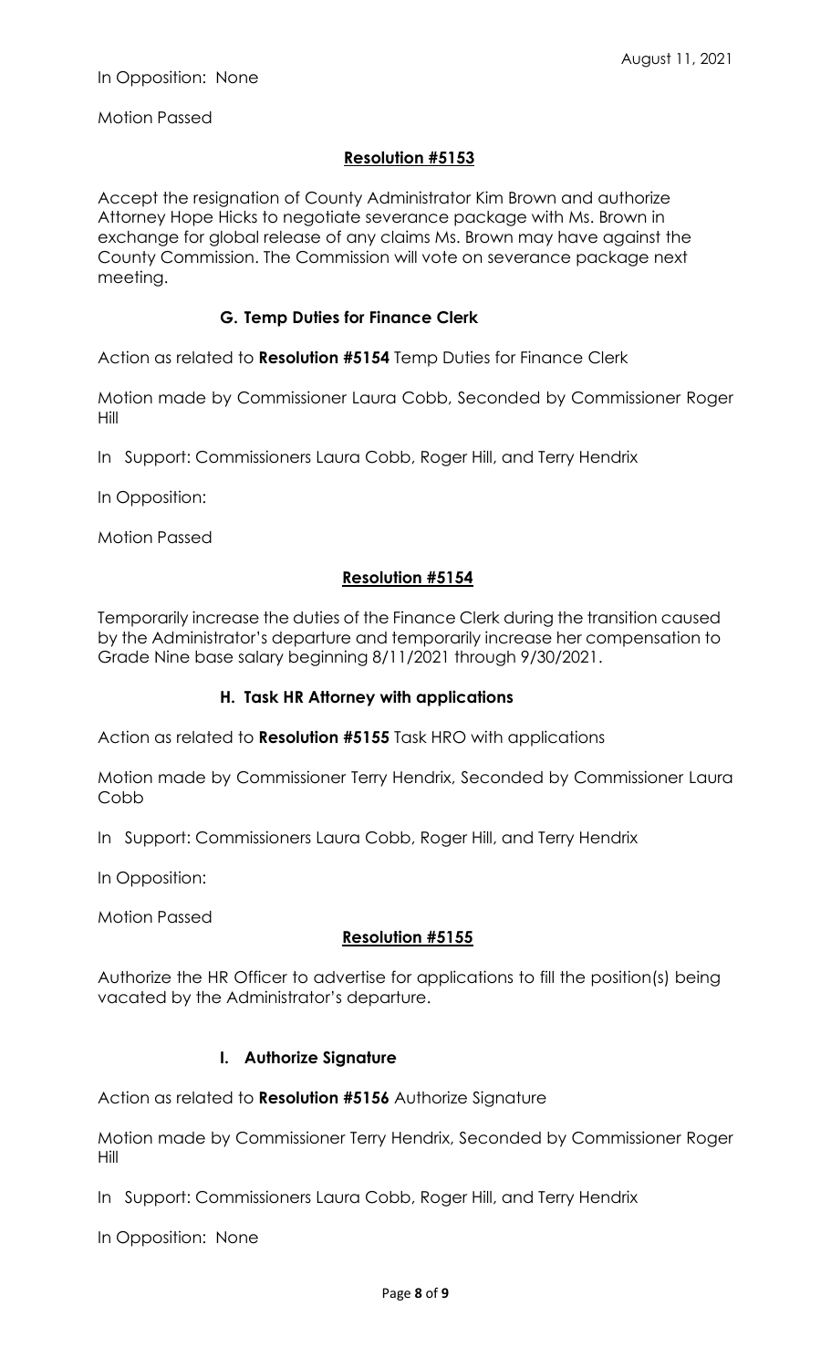In Opposition: None

Motion Passed

**Resolution #5153**

Accept the resignation of County Administrator Kim Brown and authorize Attorney Hope Hicks to negotiate severance package with Ms. Brown in exchange for global release of any claims Ms. Brown may have against the County Commission. The Commission will vote on severance package next meeting.

### G. Temp Duties for Finance Clerk

Action as related to **Resolution #5154** Temp Duties for Finance Clerk

Motion made by Commissioner Laura Cobb, Seconded by Commissioner Roger Hill

In Support: Commissioners Laura Cobb, Roger Hill, and Terry Hendrix

In Opposition:

Motion Passed

**Resolution #5154**

Temporarily increase the duties of the Finance Clerk during the transition caused by the Administrator's departure and temporarily increase her compensation to Grade Nine base salary beginning 8/11/2021 through 9/30/2021.

### H. Task HR Attorney with applications

Action as related to **Resolution #5155** Task HRO with applications

Motion made by Commissioner Terry Hendrix, Seconded by Commissioner Laura Cobb

In Support: Commissioners Laura Cobb, Roger Hill, and Terry Hendrix

In Opposition:

Motion Passed

**Resolution #5155**

Authorize the HR Officer to advertise for applications to fill the position(s) being vacated by the Administrator's departure.

### I. Authorize Signature

Action as related to **Resolution #5156** Authorize Signature

Motion made by Commissioner Terry Hendrix, Seconded by Commissioner Roger Hill

In Support: Commissioners Laura Cobb, Roger Hill, and Terry Hendrix

In Opposition: None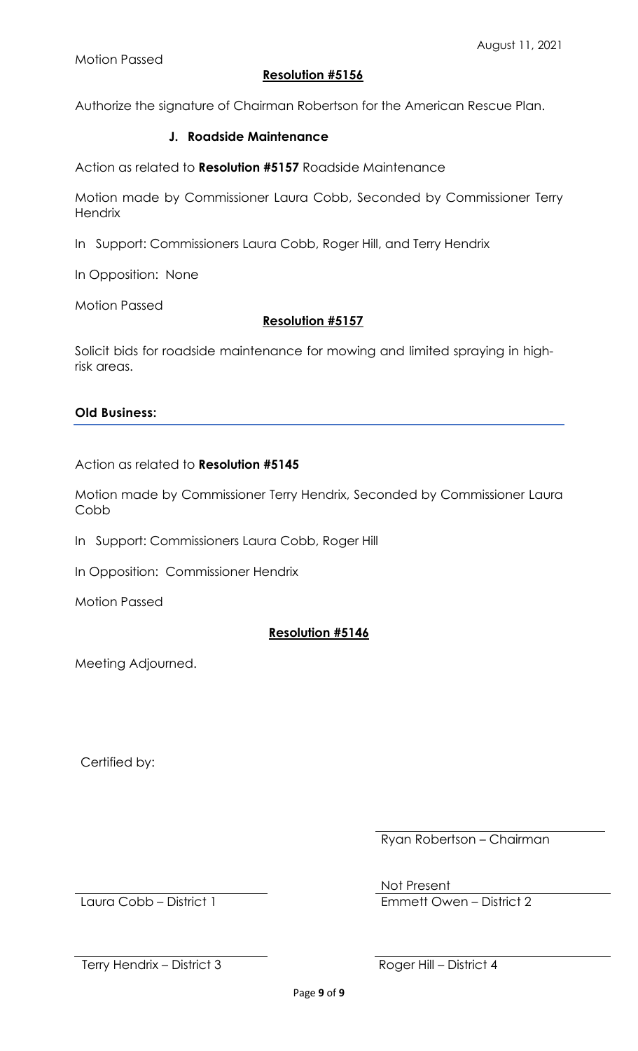Motion Passed

**Resolution #5156**

Authorize the signature of Chairman Robertson for the American Rescue Plan.

### J. Roadside Maintenance

Action as related to **Resolution #5157** Roadside Maintenance

Motion made by Commissioner Laura Cobb, Seconded by Commissioner Terry Hendrix

In Support: Commissioners Laura Cobb, Roger Hill, and Terry Hendrix

In Opposition: None

Motion Passed

**Resolution #5157**

Solicit bids for roadside maintenance for mowing and limited spraying in high-risk areas.

## Old Business:

Action as related to **Resolution #5145**

Motion made by Commissioner Terry Hendrix, Seconded by Commissioner Laura Cobb

In Support: Commissioners Laura Cobb, Roger Hill

In Opposition: Commissioner Hendrix

Motion Passed

**Resolution #5146**

Meeting Adjourned.

Certified by:

Ryan Robertson – Chairman

Laura Cobb – District 1

Not Present
Emmett Owen – District 2

Terry Hendrix – District 3

Roger Hill – District 4